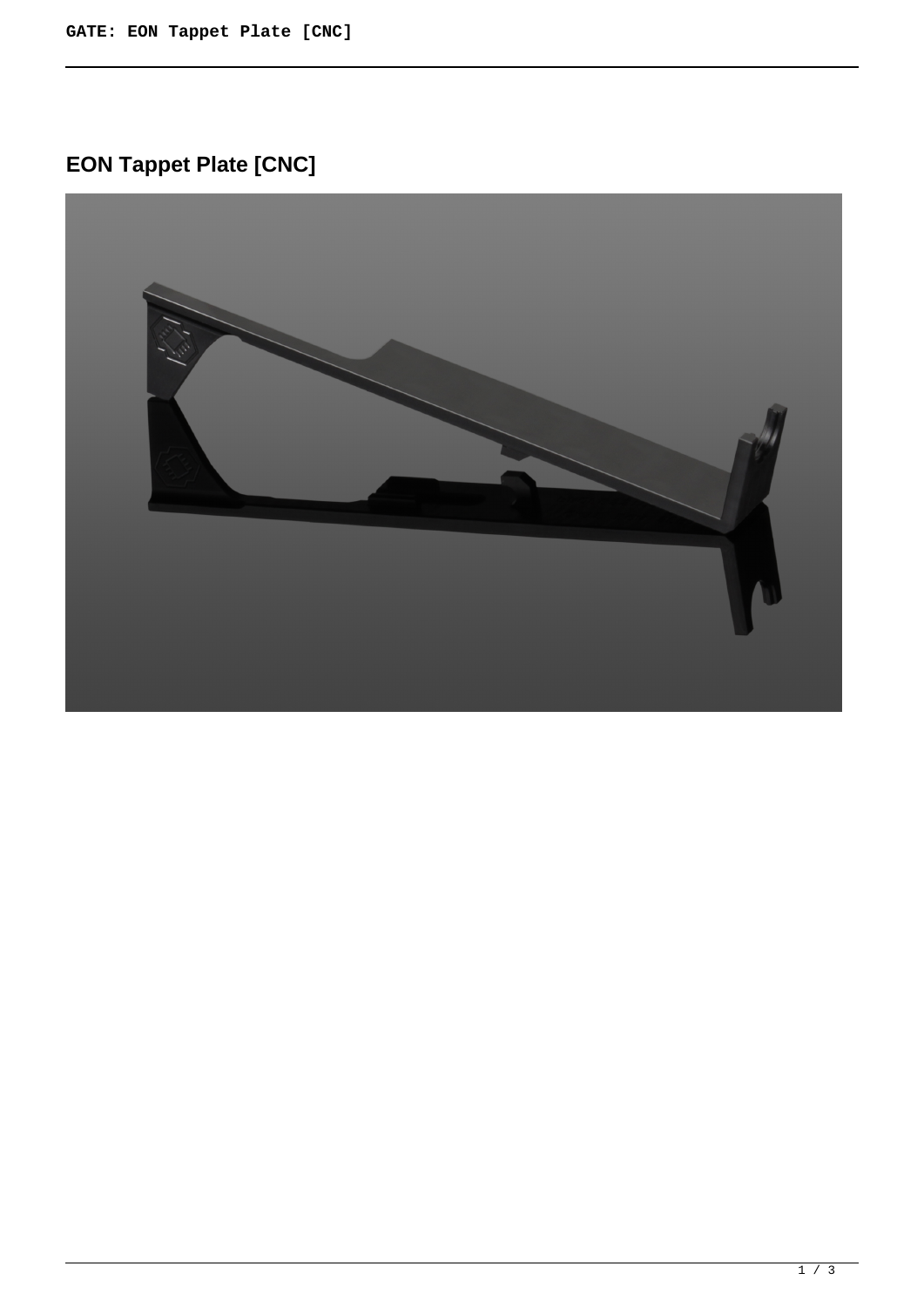# EON Tappet Plate [CNC]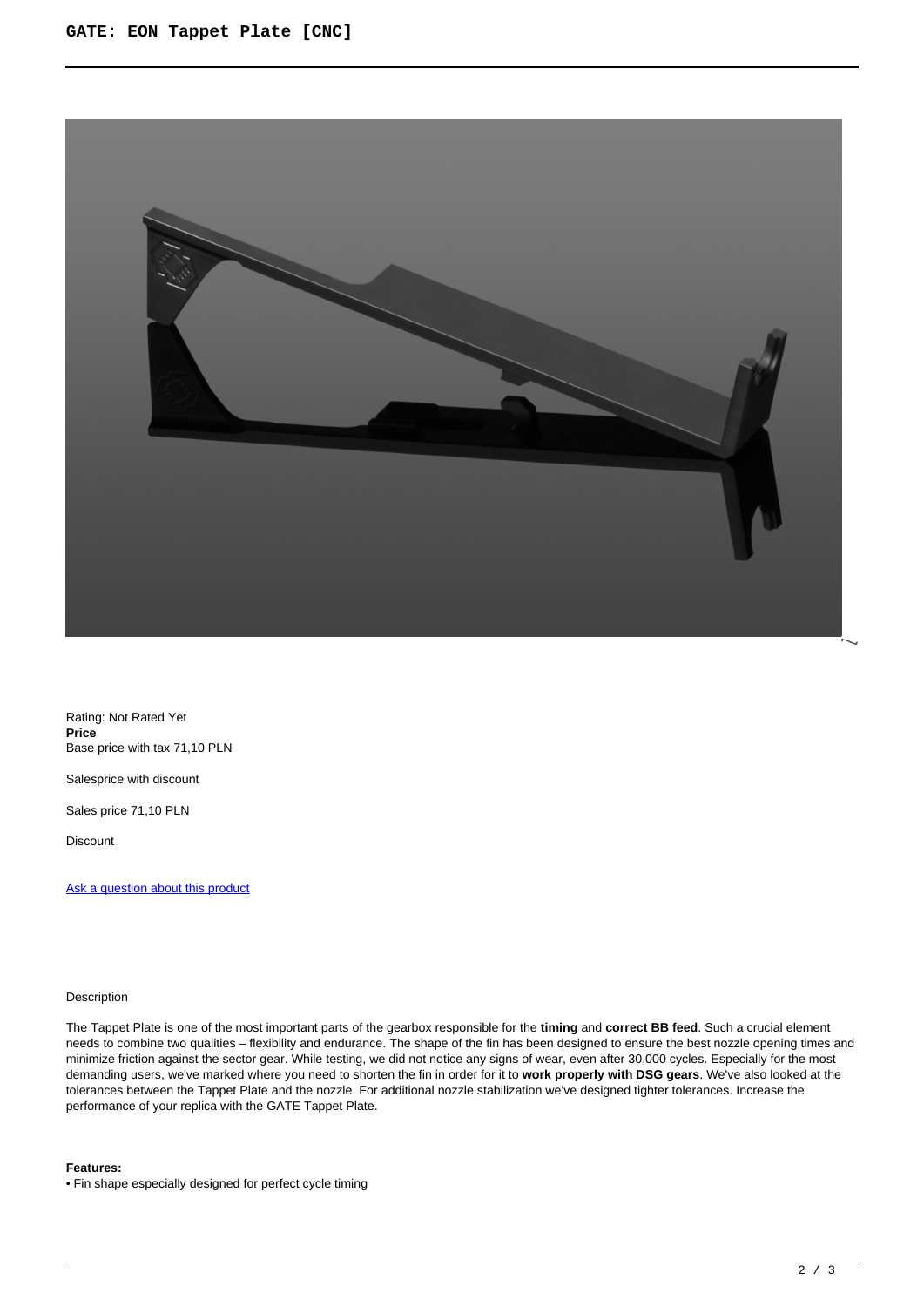GATE: EON Tappet Plate [CNC]

Rating: Not Rated Yet
**Price**
Base price with tax 71,10 PLN

Salesprice with discount

Sales price 71,10 PLN

Discount

[Ask a question about this product]()

Description

The Tappet Plate is one of the most important parts of the gearbox responsible for the **timing** and **correct BB feed**. Such a crucial element needs to combine two qualities – flexibility and endurance. The shape of the fin has been designed to ensure the best nozzle opening times and minimize friction against the sector gear. While testing, we did not notice any signs of wear, even after 30,000 cycles. Especially for the most demanding users, we've marked where you need to shorten the fin in order for it to **work properly with DSG gears**. We've also looked at the tolerances between the Tappet Plate and the nozzle. For additional nozzle stabilization we've designed tighter tolerances. Increase the performance of your replica with the GATE Tappet Plate.

**Features:**
• Fin shape especially designed for perfect cycle timing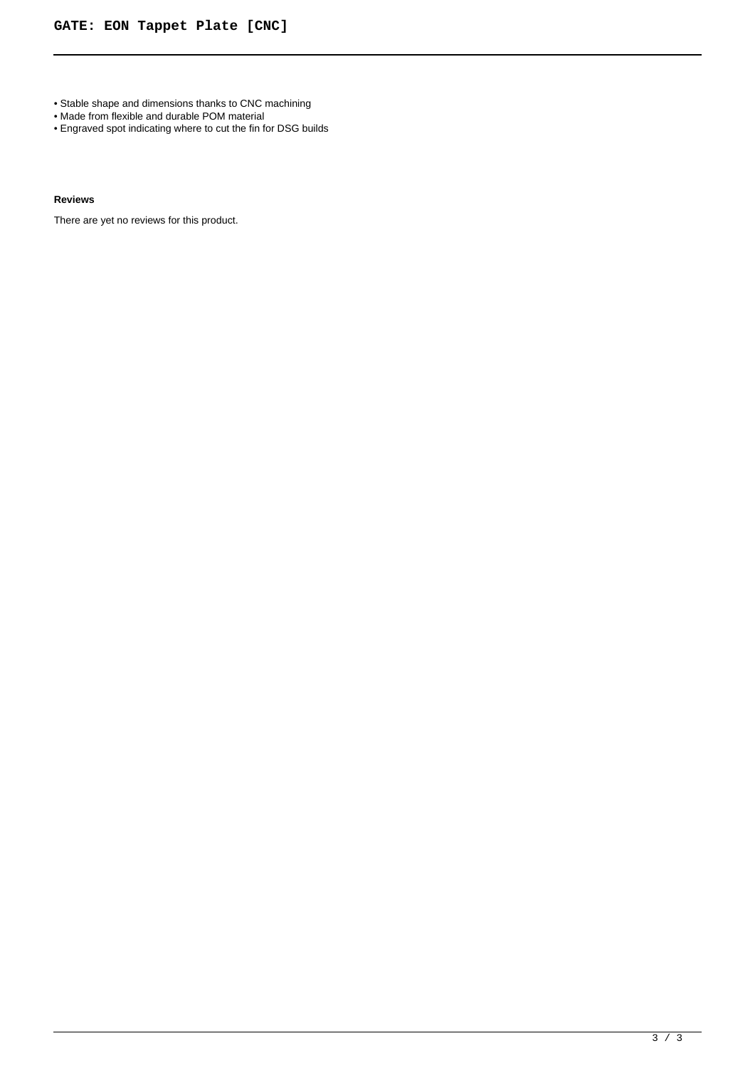- Stable shape and dimensions thanks to CNC machining
- Made from flexible and durable POM material
- Engraved spot indicating where to cut the fin for DSG builds

**Reviews**

There are yet no reviews for this product.